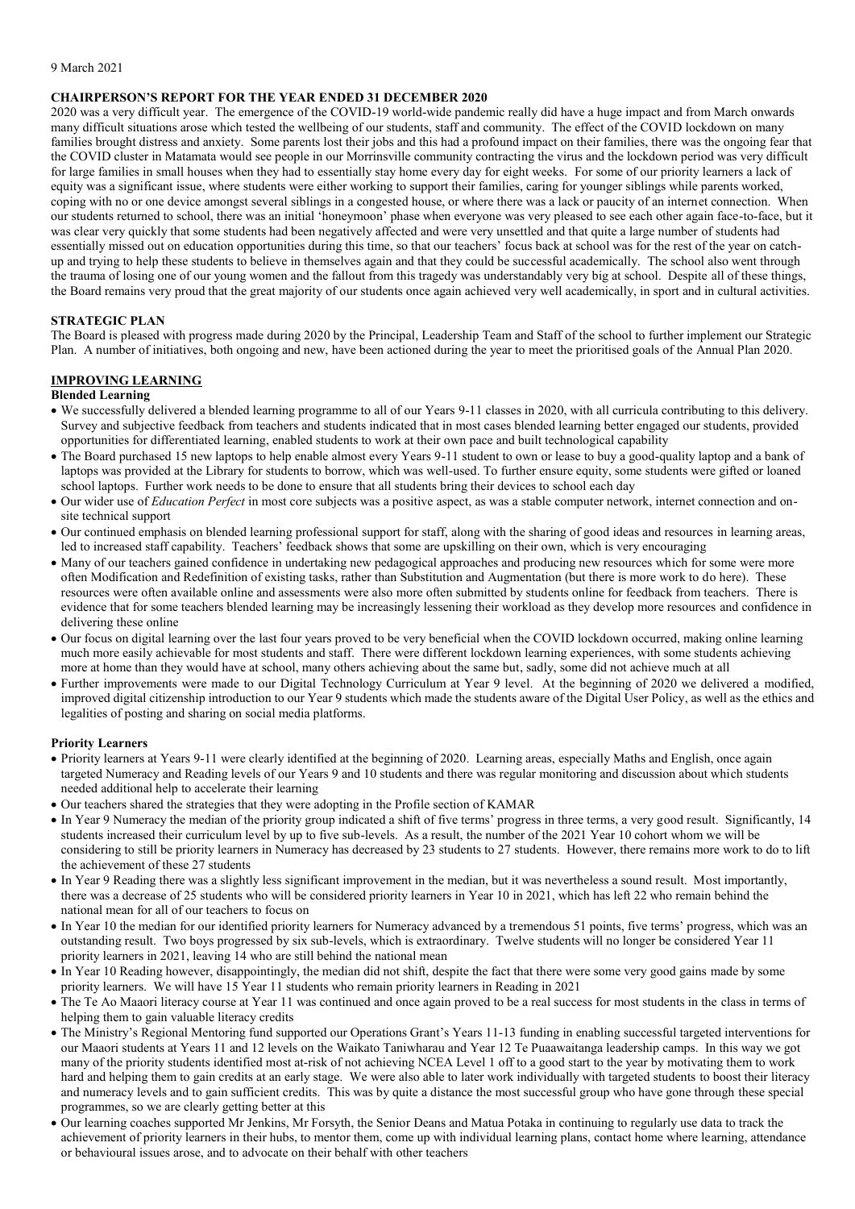9 March 2021

## CHAIRPERSON'S REPORT FOR THE YEAR ENDED 31 DECEMBER 2020

2020 was a very difficult year. The emergence of the COVID-19 world-wide pandemic really did have a huge impact and from March onwards many difficult situations arose which tested the wellbeing of our students, staff and community. The effect of the COVID lockdown on many families brought distress and anxiety. Some parents lost their jobs and this had a profound impact on their families, there was the ongoing fear that the COVID cluster in Matamata would see people in our Morrinsville community contracting the virus and the lockdown period was very difficult for large families in small houses when they had to essentially stay home every day for eight weeks. For some of our priority learners a lack of equity was a significant issue, where students were either working to support their families, caring for younger siblings while parents worked, coping with no or one device amongst several siblings in a congested house, or where there was a lack or paucity of an internet connection. When our students returned to school, there was an initial 'honeymoon' phase when everyone was very pleased to see each other again face-to-face, but it was clear very quickly that some students had been negatively affected and were very unsettled and that quite a large number of students had essentially missed out on education opportunities during this time, so that our teachers' focus back at school was for the rest of the year on catch-up and trying to help these students to believe in themselves again and that they could be successful academically. The school also went through the trauma of losing one of our young women and the fallout from this tragedy was understandably very big at school. Despite all of these things, the Board remains very proud that the great majority of our students once again achieved very well academically, in sport and in cultural activities.

## STRATEGIC PLAN

The Board is pleased with progress made during 2020 by the Principal, Leadership Team and Staff of the school to further implement our Strategic Plan. A number of initiatives, both ongoing and new, have been actioned during the year to meet the prioritised goals of the Annual Plan 2020.

## IMPROVING LEARNING

### Blended Learning

- We successfully delivered a blended learning programme to all of our Years 9-11 classes in 2020, with all curricula contributing to this delivery. Survey and subjective feedback from teachers and students indicated that in most cases blended learning better engaged our students, provided opportunities for differentiated learning, enabled students to work at their own pace and built technological capability
- The Board purchased 15 new laptops to help enable almost every Years 9-11 student to own or lease to buy a good-quality laptop and a bank of laptops was provided at the Library for students to borrow, which was well-used. To further ensure equity, some students were gifted or loaned school laptops. Further work needs to be done to ensure that all students bring their devices to school each day
- Our wider use of *Education Perfect* in most core subjects was a positive aspect, as was a stable computer network, internet connection and on-site technical support
- Our continued emphasis on blended learning professional support for staff, along with the sharing of good ideas and resources in learning areas, led to increased staff capability. Teachers' feedback shows that some are upskilling on their own, which is very encouraging
- Many of our teachers gained confidence in undertaking new pedagogical approaches and producing new resources which for some were more often Modification and Redefinition of existing tasks, rather than Substitution and Augmentation (but there is more work to do here). These resources were often available online and assessments were also more often submitted by students online for feedback from teachers. There is evidence that for some teachers blended learning may be increasingly lessening their workload as they develop more resources and confidence in delivering these online
- Our focus on digital learning over the last four years proved to be very beneficial when the COVID lockdown occurred, making online learning much more easily achievable for most students and staff. There were different lockdown learning experiences, with some students achieving more at home than they would have at school, many others achieving about the same but, sadly, some did not achieve much at all
- Further improvements were made to our Digital Technology Curriculum at Year 9 level. At the beginning of 2020 we delivered a modified, improved digital citizenship introduction to our Year 9 students which made the students aware of the Digital User Policy, as well as the ethics and legalities of posting and sharing on social media platforms.

### Priority Learners

- Priority learners at Years 9-11 were clearly identified at the beginning of 2020. Learning areas, especially Maths and English, once again targeted Numeracy and Reading levels of our Years 9 and 10 students and there was regular monitoring and discussion about which students needed additional help to accelerate their learning
- Our teachers shared the strategies that they were adopting in the Profile section of KAMAR
- In Year 9 Numeracy the median of the priority group indicated a shift of five terms' progress in three terms, a very good result. Significantly, 14 students increased their curriculum level by up to five sub-levels. As a result, the number of the 2021 Year 10 cohort whom we will be considering to still be priority learners in Numeracy has decreased by 23 students to 27 students. However, there remains more work to do to lift the achievement of these 27 students
- In Year 9 Reading there was a slightly less significant improvement in the median, but it was nevertheless a sound result. Most importantly, there was a decrease of 25 students who will be considered priority learners in Year 10 in 2021, which has left 22 who remain behind the national mean for all of our teachers to focus on
- In Year 10 the median for our identified priority learners for Numeracy advanced by a tremendous 51 points, five terms' progress, which was an outstanding result. Two boys progressed by six sub-levels, which is extraordinary. Twelve students will no longer be considered Year 11 priority learners in 2021, leaving 14 who are still behind the national mean
- In Year 10 Reading however, disappointingly, the median did not shift, despite the fact that there were some very good gains made by some priority learners. We will have 15 Year 11 students who remain priority learners in Reading in 2021
- The Te Ao Maaori literacy course at Year 11 was continued and once again proved to be a real success for most students in the class in terms of helping them to gain valuable literacy credits
- The Ministry's Regional Mentoring fund supported our Operations Grant's Years 11-13 funding in enabling successful targeted interventions for our Maaori students at Years 11 and 12 levels on the Waikato Taniwharau and Year 12 Te Puaawaitanga leadership camps. In this way we got many of the priority students identified most at-risk of not achieving NCEA Level 1 off to a good start to the year by motivating them to work hard and helping them to gain credits at an early stage. We were also able to later work individually with targeted students to boost their literacy and numeracy levels and to gain sufficient credits. This was by quite a distance the most successful group who have gone through these special programmes, so we are clearly getting better at this
- Our learning coaches supported Mr Jenkins, Mr Forsyth, the Senior Deans and Matua Potaka in continuing to regularly use data to track the achievement of priority learners in their hubs, to mentor them, come up with individual learning plans, contact home where learning, attendance or behavioural issues arose, and to advocate on their behalf with other teachers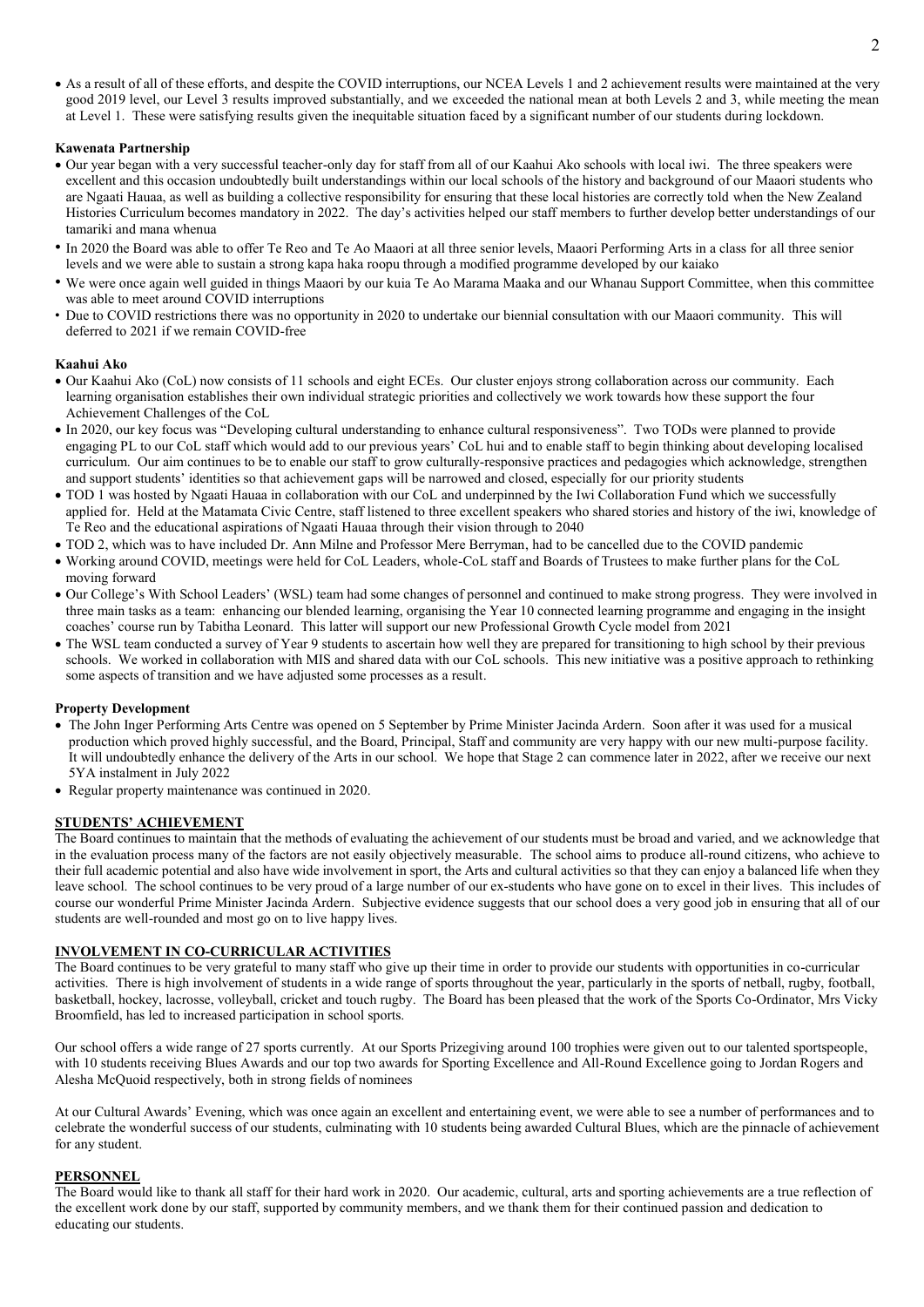- As a result of all of these efforts, and despite the COVID interruptions, our NCEA Levels 1 and 2 achievement results were maintained at the very good 2019 level, our Level 3 results improved substantially, and we exceeded the national mean at both Levels 2 and 3, while meeting the mean at Level 1. These were satisfying results given the inequitable situation faced by a significant number of our students during lockdown.

**Kawenata Partnership**

- Our year began with a very successful teacher-only day for staff from all of our Kaahui Ako schools with local iwi. The three speakers were excellent and this occasion undoubtedly built understandings within our local schools of the history and background of our Maaori students who are Ngaati Hauaa, as well as building a collective responsibility for ensuring that these local histories are correctly told when the New Zealand Histories Curriculum becomes mandatory in 2022. The day's activities helped our staff members to further develop better understandings of our tamariki and mana whenua
- In 2020 the Board was able to offer Te Reo and Te Ao Maaori at all three senior levels, Maaori Performing Arts in a class for all three senior levels and we were able to sustain a strong kapa haka roopu through a modified programme developed by our kaiako
- We were once again well guided in things Maaori by our kuia Te Ao Marama Maaka and our Whanau Support Committee, when this committee was able to meet around COVID interruptions
- Due to COVID restrictions there was no opportunity in 2020 to undertake our biennial consultation with our Maaori community. This will deferred to 2021 if we remain COVID-free

**Kaahui Ako**

- Our Kaahui Ako (CoL) now consists of 11 schools and eight ECEs. Our cluster enjoys strong collaboration across our community. Each learning organisation establishes their own individual strategic priorities and collectively we work towards how these support the four Achievement Challenges of the CoL
- In 2020, our key focus was "Developing cultural understanding to enhance cultural responsiveness". Two TODs were planned to provide engaging PL to our CoL staff which would add to our previous years' CoL hui and to enable staff to begin thinking about developing localised curriculum. Our aim continues to be to enable our staff to grow culturally-responsive practices and pedagogies which acknowledge, strengthen and support students' identities so that achievement gaps will be narrowed and closed, especially for our priority students
- TOD 1 was hosted by Ngaati Hauaa in collaboration with our CoL and underpinned by the Iwi Collaboration Fund which we successfully applied for. Held at the Matamata Civic Centre, staff listened to three excellent speakers who shared stories and history of the iwi, knowledge of Te Reo and the educational aspirations of Ngaati Hauaa through their vision through to 2040
- TOD 2, which was to have included Dr. Ann Milne and Professor Mere Berryman, had to be cancelled due to the COVID pandemic
- Working around COVID, meetings were held for CoL Leaders, whole-CoL staff and Boards of Trustees to make further plans for the CoL moving forward
- Our College's With School Leaders' (WSL) team had some changes of personnel and continued to make strong progress. They were involved in three main tasks as a team: enhancing our blended learning, organising the Year 10 connected learning programme and engaging in the insight coaches' course run by Tabitha Leonard. This latter will support our new Professional Growth Cycle model from 2021
- The WSL team conducted a survey of Year 9 students to ascertain how well they are prepared for transitioning to high school by their previous schools. We worked in collaboration with MIS and shared data with our CoL schools. This new initiative was a positive approach to rethinking some aspects of transition and we have adjusted some processes as a result.

**Property Development**

- The John Inger Performing Arts Centre was opened on 5 September by Prime Minister Jacinda Ardern. Soon after it was used for a musical production which proved highly successful, and the Board, Principal, Staff and community are very happy with our new multi-purpose facility. It will undoubtedly enhance the delivery of the Arts in our school. We hope that Stage 2 can commence later in 2022, after we receive our next 5YA instalment in July 2022
- Regular property maintenance was continued in 2020.

## STUDENTS' ACHIEVEMENT

The Board continues to maintain that the methods of evaluating the achievement of our students must be broad and varied, and we acknowledge that in the evaluation process many of the factors are not easily objectively measurable. The school aims to produce all-round citizens, who achieve to their full academic potential and also have wide involvement in sport, the Arts and cultural activities so that they can enjoy a balanced life when they leave school. The school continues to be very proud of a large number of our ex-students who have gone on to excel in their lives. This includes of course our wonderful Prime Minister Jacinda Ardern. Subjective evidence suggests that our school does a very good job in ensuring that all of our students are well-rounded and most go on to live happy lives.

## INVOLVEMENT IN CO-CURRICULAR ACTIVITIES

The Board continues to be very grateful to many staff who give up their time in order to provide our students with opportunities in co-curricular activities. There is high involvement of students in a wide range of sports throughout the year, particularly in the sports of netball, rugby, football, basketball, hockey, lacrosse, volleyball, cricket and touch rugby. The Board has been pleased that the work of the Sports Co-Ordinator, Mrs Vicky Broomfield, has led to increased participation in school sports.

Our school offers a wide range of 27 sports currently. At our Sports Prizegiving around 100 trophies were given out to our talented sportspeople, with 10 students receiving Blues Awards and our top two awards for Sporting Excellence and All-Round Excellence going to Jordan Rogers and Alesha McQuoid respectively, both in strong fields of nominees

At our Cultural Awards' Evening, which was once again an excellent and entertaining event, we were able to see a number of performances and to celebrate the wonderful success of our students, culminating with 10 students being awarded Cultural Blues, which are the pinnacle of achievement for any student.

## PERSONNEL

The Board would like to thank all staff for their hard work in 2020. Our academic, cultural, arts and sporting achievements are a true reflection of the excellent work done by our staff, supported by community members, and we thank them for their continued passion and dedication to educating our students.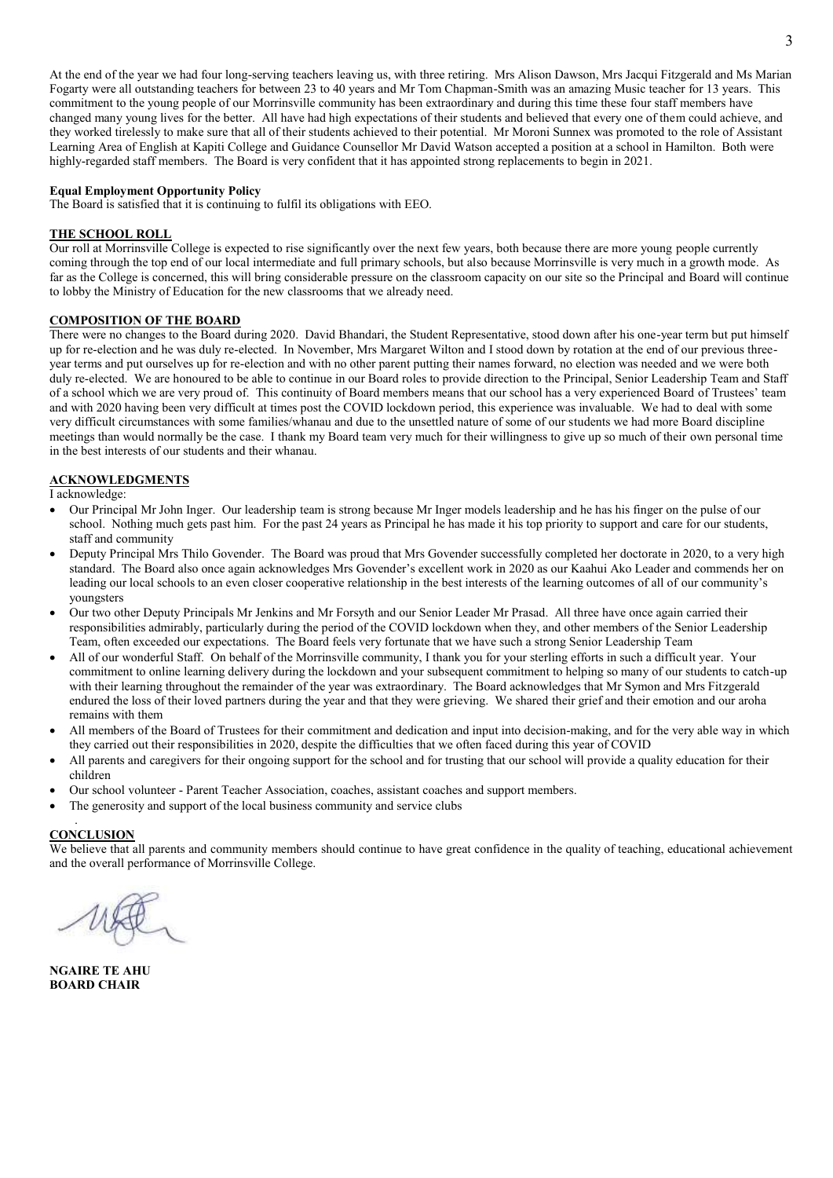At the end of the year we had four long-serving teachers leaving us, with three retiring. Mrs Alison Dawson, Mrs Jacqui Fitzgerald and Ms Marian Fogarty were all outstanding teachers for between 23 to 40 years and Mr Tom Chapman-Smith was an amazing Music teacher for 13 years. This commitment to the young people of our Morrinsville community has been extraordinary and during this time these four staff members have changed many young lives for the better. All have had high expectations of their students and believed that every one of them could achieve, and they worked tirelessly to make sure that all of their students achieved to their potential. Mr Moroni Sunnex was promoted to the role of Assistant Learning Area of English at Kapiti College and Guidance Counsellor Mr David Watson accepted a position at a school in Hamilton. Both were highly-regarded staff members. The Board is very confident that it has appointed strong replacements to begin in 2021.

**Equal Employment Opportunity Policy**

The Board is satisfied that it is continuing to fulfil its obligations with EEO.

## THE SCHOOL ROLL

Our roll at Morrinsville College is expected to rise significantly over the next few years, both because there are more young people currently coming through the top end of our local intermediate and full primary schools, but also because Morrinsville is very much in a growth mode. As far as the College is concerned, this will bring considerable pressure on the classroom capacity on our site so the Principal and Board will continue to lobby the Ministry of Education for the new classrooms that we already need.

## COMPOSITION OF THE BOARD

There were no changes to the Board during 2020. David Bhandari, the Student Representative, stood down after his one-year term but put himself up for re-election and he was duly re-elected. In November, Mrs Margaret Wilton and I stood down by rotation at the end of our previous three-year terms and put ourselves up for re-election and with no other parent putting their names forward, no election was needed and we were both duly re-elected. We are honoured to be able to continue in our Board roles to provide direction to the Principal, Senior Leadership Team and Staff of a school which we are very proud of. This continuity of Board members means that our school has a very experienced Board of Trustees' team and with 2020 having been very difficult at times post the COVID lockdown period, this experience was invaluable. We had to deal with some very difficult circumstances with some families/whanau and due to the unsettled nature of some of our students we had more Board discipline meetings than would normally be the case. I thank my Board team very much for their willingness to give up so much of their own personal time in the best interests of our students and their whanau.

## ACKNOWLEDGMENTS

I acknowledge:

- Our Principal Mr John Inger. Our leadership team is strong because Mr Inger models leadership and he has his finger on the pulse of our school. Nothing much gets past him. For the past 24 years as Principal he has made it his top priority to support and care for our students, staff and community
- Deputy Principal Mrs Thilo Govender. The Board was proud that Mrs Govender successfully completed her doctorate in 2020, to a very high standard. The Board also once again acknowledges Mrs Govender's excellent work in 2020 as our Kaahui Ako Leader and commends her on leading our local schools to an even closer cooperative relationship in the best interests of the learning outcomes of all of our community's youngsters
- Our two other Deputy Principals Mr Jenkins and Mr Forsyth and our Senior Leader Mr Prasad. All three have once again carried their responsibilities admirably, particularly during the period of the COVID lockdown when they, and other members of the Senior Leadership Team, often exceeded our expectations. The Board feels very fortunate that we have such a strong Senior Leadership Team
- All of our wonderful Staff. On behalf of the Morrinsville community, I thank you for your sterling efforts in such a difficult year. Your commitment to online learning delivery during the lockdown and your subsequent commitment to helping so many of our students to catch-up with their learning throughout the remainder of the year was extraordinary. The Board acknowledges that Mr Symon and Mrs Fitzgerald endured the loss of their loved partners during the year and that they were grieving. We shared their grief and their emotion and our aroha remains with them
- All members of the Board of Trustees for their commitment and dedication and input into decision-making, and for the very able way in which they carried out their responsibilities in 2020, despite the difficulties that we often faced during this year of COVID
- All parents and caregivers for their ongoing support for the school and for trusting that our school will provide a quality education for their children
- Our school volunteer - Parent Teacher Association, coaches, assistant coaches and support members.
- The generosity and support of the local business community and service clubs

## CONCLUSION

We believe that all parents and community members should continue to have great confidence in the quality of teaching, educational achievement and the overall performance of Morrinsville College.

**NGAIRE TE AHU**
**BOARD CHAIR**